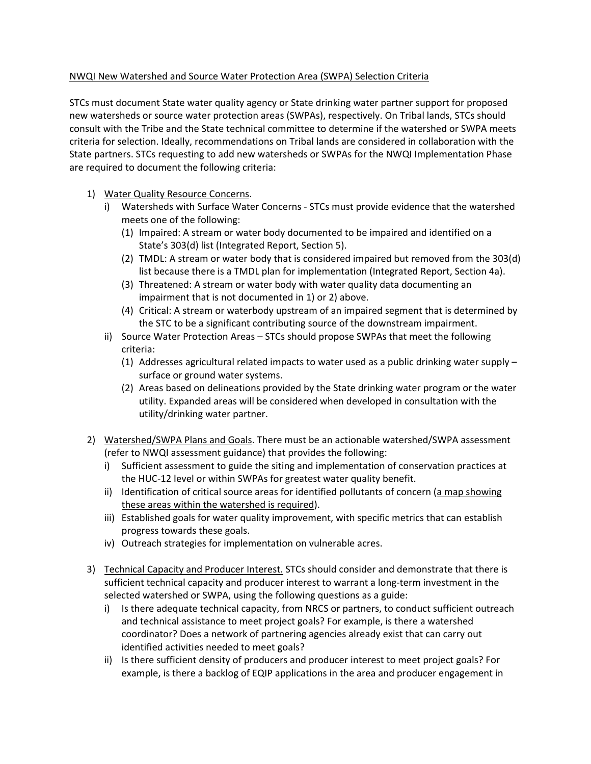NWQI New Watershed and Source Water Protection Area (SWPA) Selection Criteria

STCs must document State water quality agency or State drinking water partner support for proposed new watersheds or source water protection areas (SWPAs), respectively. On Tribal lands, STCs should consult with the Tribe and the State technical committee to determine if the watershed or SWPA meets criteria for selection. Ideally, recommendations on Tribal lands are considered in collaboration with the State partners. STCs requesting to add new watersheds or SWPAs for the NWQI Implementation Phase are required to document the following criteria:

1) Water Quality Resource Concerns.
   i) Watersheds with Surface Water Concerns - STCs must provide evidence that the watershed meets one of the following:
      (1) Impaired: A stream or water body documented to be impaired and identified on a State's 303(d) list (Integrated Report, Section 5).
      (2) TMDL: A stream or water body that is considered impaired but removed from the 303(d) list because there is a TMDL plan for implementation (Integrated Report, Section 4a).
      (3) Threatened: A stream or water body with water quality data documenting an impairment that is not documented in 1) or 2) above.
      (4) Critical: A stream or waterbody upstream of an impaired segment that is determined by the STC to be a significant contributing source of the downstream impairment.
   ii) Source Water Protection Areas – STCs should propose SWPAs that meet the following criteria:
      (1) Addresses agricultural related impacts to water used as a public drinking water supply – surface or ground water systems.
      (2) Areas based on delineations provided by the State drinking water program or the water utility. Expanded areas will be considered when developed in consultation with the utility/drinking water partner.

2) Watershed/SWPA Plans and Goals. There must be an actionable watershed/SWPA assessment (refer to NWQI assessment guidance) that provides the following:
   i) Sufficient assessment to guide the siting and implementation of conservation practices at the HUC-12 level or within SWPAs for greatest water quality benefit.
   ii) Identification of critical source areas for identified pollutants of concern (a map showing these areas within the watershed is required).
   iii) Established goals for water quality improvement, with specific metrics that can establish progress towards these goals.
   iv) Outreach strategies for implementation on vulnerable acres.

3) Technical Capacity and Producer Interest. STCs should consider and demonstrate that there is sufficient technical capacity and producer interest to warrant a long-term investment in the selected watershed or SWPA, using the following questions as a guide:
   i) Is there adequate technical capacity, from NRCS or partners, to conduct sufficient outreach and technical assistance to meet project goals? For example, is there a watershed coordinator? Does a network of partnering agencies already exist that can carry out identified activities needed to meet goals?
   ii) Is there sufficient density of producers and producer interest to meet project goals? For example, is there a backlog of EQIP applications in the area and producer engagement in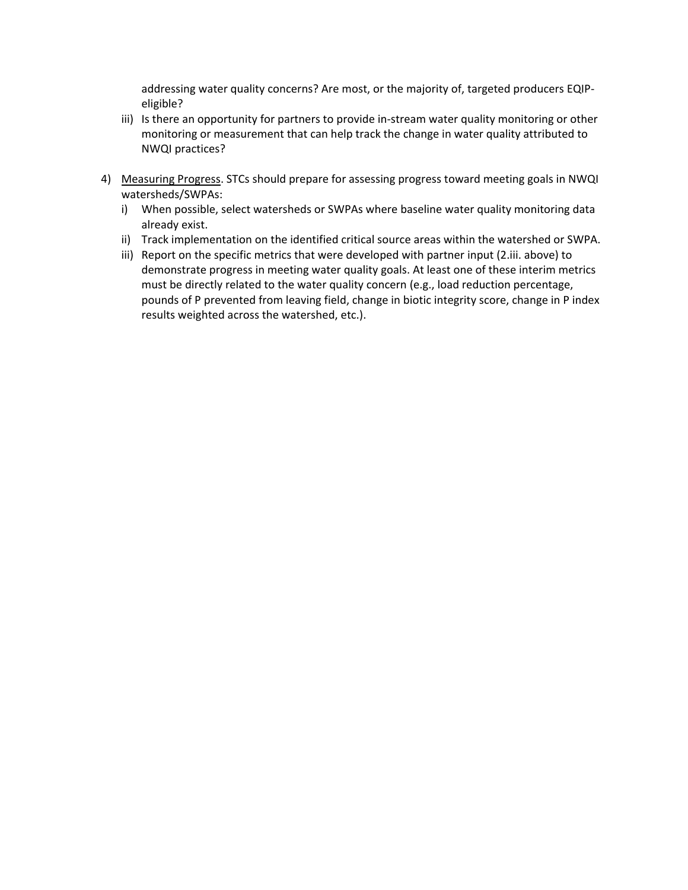addressing water quality concerns? Are most, or the majority of, targeted producers EQIP-eligible?

iii) Is there an opportunity for partners to provide in-stream water quality monitoring or other monitoring or measurement that can help track the change in water quality attributed to NWQI practices?

4) <u>Measuring Progress</u>. STCs should prepare for assessing progress toward meeting goals in NWQI watersheds/SWPAs:
   i) When possible, select watersheds or SWPAs where baseline water quality monitoring data already exist.
   ii) Track implementation on the identified critical source areas within the watershed or SWPA.
   iii) Report on the specific metrics that were developed with partner input (2.iii. above) to demonstrate progress in meeting water quality goals. At least one of these interim metrics must be directly related to the water quality concern (e.g., load reduction percentage, pounds of P prevented from leaving field, change in biotic integrity score, change in P index results weighted across the watershed, etc.).